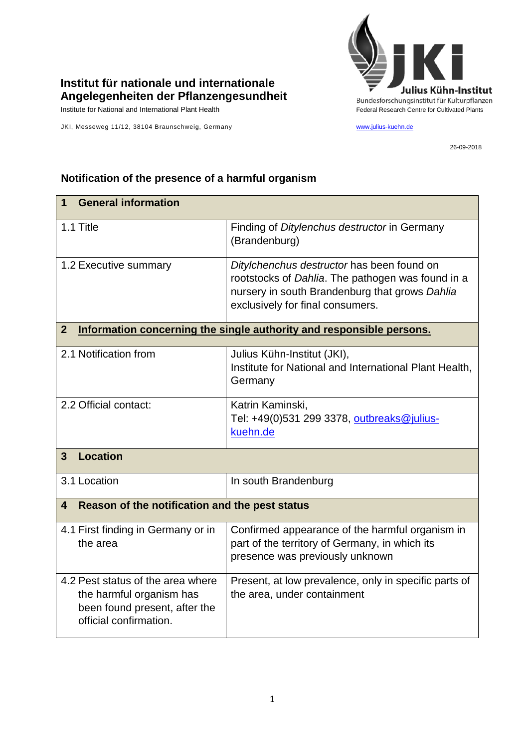**Institut für nationale und internationale Angelegenheiten der Pflanzengesundheit**

Institute for National and International Plant Health

JKI, Messeweg 11/12, 38104 Braunschweig, Germany

Julius Kühn-Institut
Bundesforschungsinstitut für Kulturpflanzen
Federal Research Centre for Cultivated Plants

www.julius-kuehn.de

26-09-2018

## Notification of the presence of a harmful organism

| | |
|---|---|
| **1 General information** | |
| 1.1 Title | Finding of *Ditylenchus destructor* in Germany (Brandenburg) |
| 1.2 Executive summary | *Ditylchenchus destructor* has been found on rootstocks of *Dahlia*. The pathogen was found in a nursery in south Brandenburg that grows *Dahlia* exclusively for final consumers. |
| **2 Information concerning the single authority and responsible persons.** | |
| 2.1 Notification from | Julius Kühn-Institut (JKI), Institute for National and International Plant Health, Germany |
| 2.2 Official contact: | Katrin Kaminski, Tel: +49(0)531 299 3378, outbreaks@julius-kuehn.de |
| **3 Location** | |
| 3.1 Location | In south Brandenburg |
| **4 Reason of the notification and the pest status** | |
| 4.1 First finding in Germany or in the area | Confirmed appearance of the harmful organism in part of the territory of Germany, in which its presence was previously unknown |
| 4.2 Pest status of the area where the harmful organism has been found present, after the official confirmation. | Present, at low prevalence, only in specific parts of the area, under containment |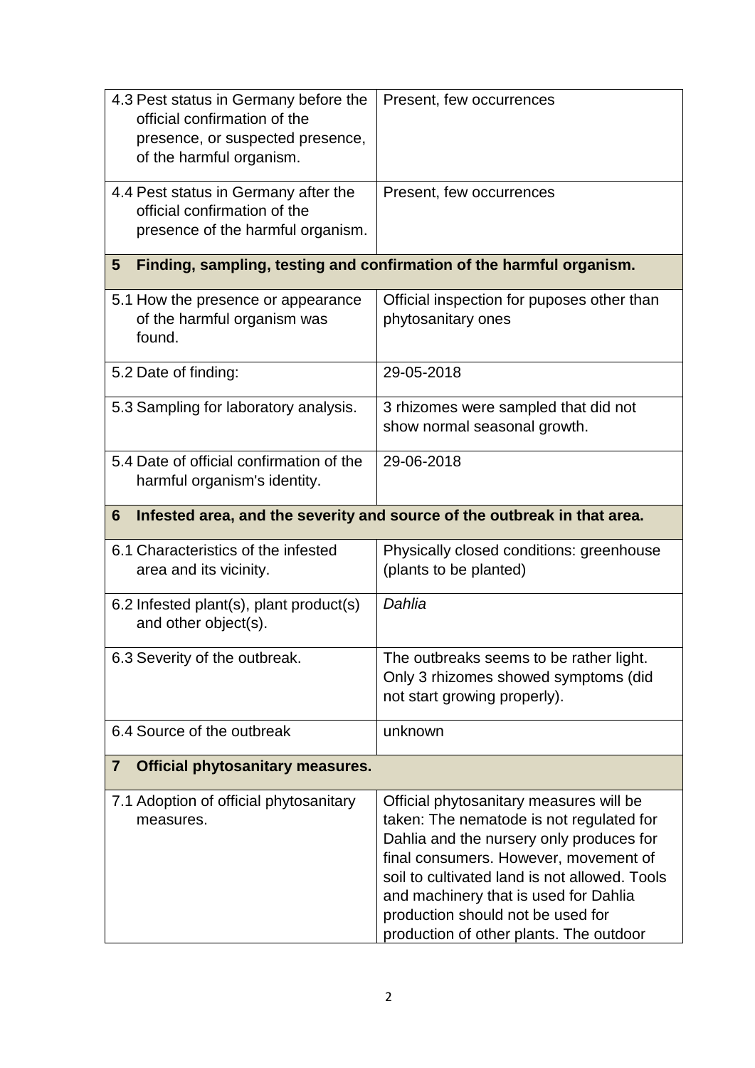| | |
|---|---|
| 4.3 Pest status in Germany before the official confirmation of the presence, or suspected presence, of the harmful organism. | Present, few occurrences |
| 4.4 Pest status in Germany after the official confirmation of the presence of the harmful organism. | Present, few occurrences |
| **5 Finding, sampling, testing and confirmation of the harmful organism.** | |
| 5.1 How the presence or appearance of the harmful organism was found. | Official inspection for puposes other than phytosanitary ones |
| 5.2 Date of finding: | 29-05-2018 |
| 5.3 Sampling for laboratory analysis. | 3 rhizomes were sampled that did not show normal seasonal growth. |
| 5.4 Date of official confirmation of the harmful organism's identity. | 29-06-2018 |
| **6 Infested area, and the severity and source of the outbreak in that area.** | |
| 6.1 Characteristics of the infested area and its vicinity. | Physically closed conditions: greenhouse (plants to be planted) |
| 6.2 Infested plant(s), plant product(s) and other object(s). | *Dahlia* |
| 6.3 Severity of the outbreak. | The outbreaks seems to be rather light. Only 3 rhizomes showed symptoms (did not start growing properly). |
| 6.4 Source of the outbreak | unknown |
| **7 Official phytosanitary measures.** | |
| 7.1 Adoption of official phytosanitary measures. | Official phytosanitary measures will be taken: The nematode is not regulated for Dahlia and the nursery only produces for final consumers. However, movement of soil to cultivated land is not allowed. Tools and machinery that is used for Dahlia production should not be used for production of other plants. The outdoor |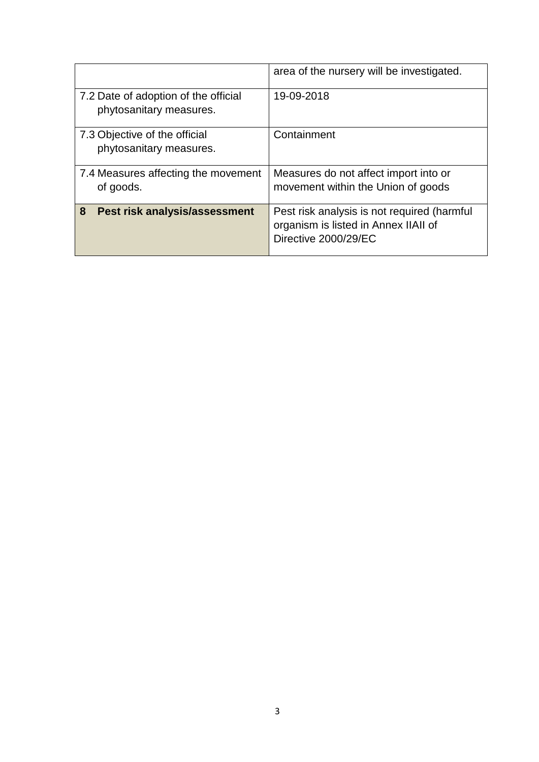| | |
|---|---|
| | area of the nursery will be investigated. |
| 7.2 Date of adoption of the official phytosanitary measures. | 19-09-2018 |
| 7.3 Objective of the official phytosanitary measures. | Containment |
| 7.4 Measures affecting the movement of goods. | Measures do not affect import into or movement within the Union of goods |
| **8 Pest risk analysis/assessment** | Pest risk analysis is not required (harmful organism is listed in Annex IIAII of Directive 2000/29/EC |